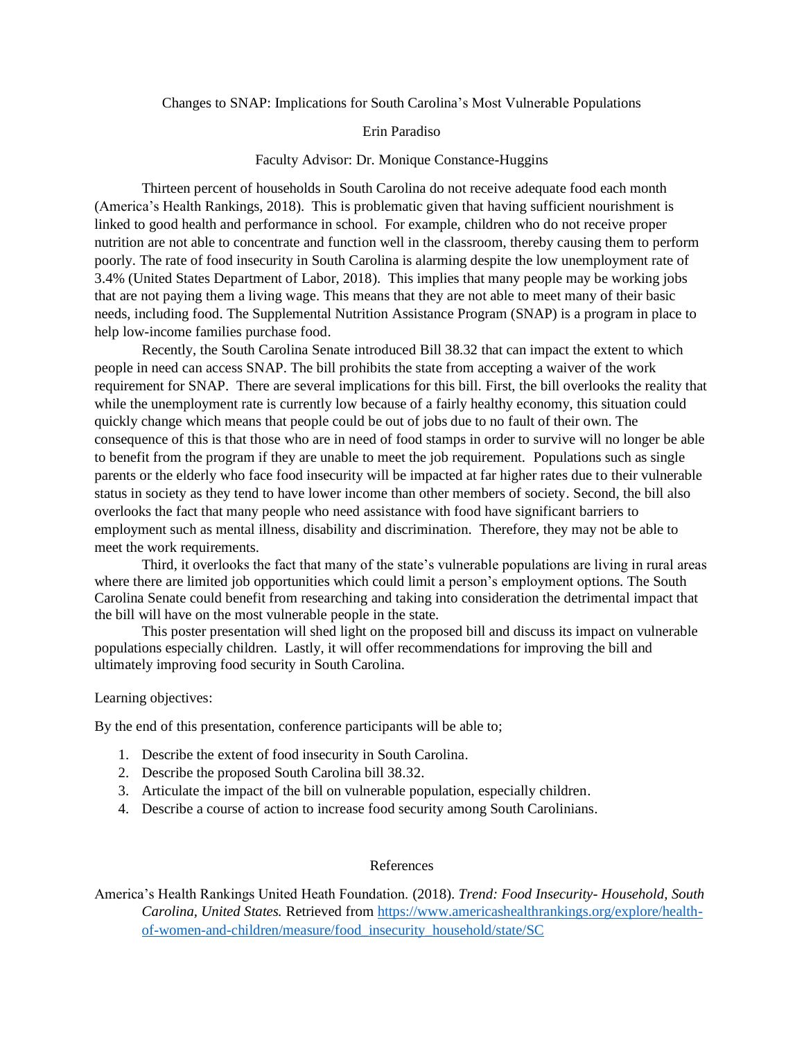# Changes to SNAP: Implications for South Carolina's Most Vulnerable Populations

Erin Paradiso

Faculty Advisor: Dr. Monique Constance-Huggins

Thirteen percent of households in South Carolina do not receive adequate food each month (America's Health Rankings, 2018). This is problematic given that having sufficient nourishment is linked to good health and performance in school. For example, children who do not receive proper nutrition are not able to concentrate and function well in the classroom, thereby causing them to perform poorly. The rate of food insecurity in South Carolina is alarming despite the low unemployment rate of 3.4% (United States Department of Labor, 2018). This implies that many people may be working jobs that are not paying them a living wage. This means that they are not able to meet many of their basic needs, including food. The Supplemental Nutrition Assistance Program (SNAP) is a program in place to help low-income families purchase food.

Recently, the South Carolina Senate introduced Bill 38.32 that can impact the extent to which people in need can access SNAP. The bill prohibits the state from accepting a waiver of the work requirement for SNAP. There are several implications for this bill. First, the bill overlooks the reality that while the unemployment rate is currently low because of a fairly healthy economy, this situation could quickly change which means that people could be out of jobs due to no fault of their own. The consequence of this is that those who are in need of food stamps in order to survive will no longer be able to benefit from the program if they are unable to meet the job requirement. Populations such as single parents or the elderly who face food insecurity will be impacted at far higher rates due to their vulnerable status in society as they tend to have lower income than other members of society. Second, the bill also overlooks the fact that many people who need assistance with food have significant barriers to employment such as mental illness, disability and discrimination. Therefore, they may not be able to meet the work requirements.

Third, it overlooks the fact that many of the state's vulnerable populations are living in rural areas where there are limited job opportunities which could limit a person's employment options. The South Carolina Senate could benefit from researching and taking into consideration the detrimental impact that the bill will have on the most vulnerable people in the state.

This poster presentation will shed light on the proposed bill and discuss its impact on vulnerable populations especially children. Lastly, it will offer recommendations for improving the bill and ultimately improving food security in South Carolina.

Learning objectives:

By the end of this presentation, conference participants will be able to;

1. Describe the extent of food insecurity in South Carolina.
2. Describe the proposed South Carolina bill 38.32.
3. Articulate the impact of the bill on vulnerable population, especially children.
4. Describe a course of action to increase food security among South Carolinians.

## References

America's Health Rankings United Heath Foundation. (2018). *Trend: Food Insecurity- Household, South Carolina, United States.* Retrieved from https://www.americashealthrankings.org/explore/health-of-women-and-children/measure/food_insecurity_household/state/SC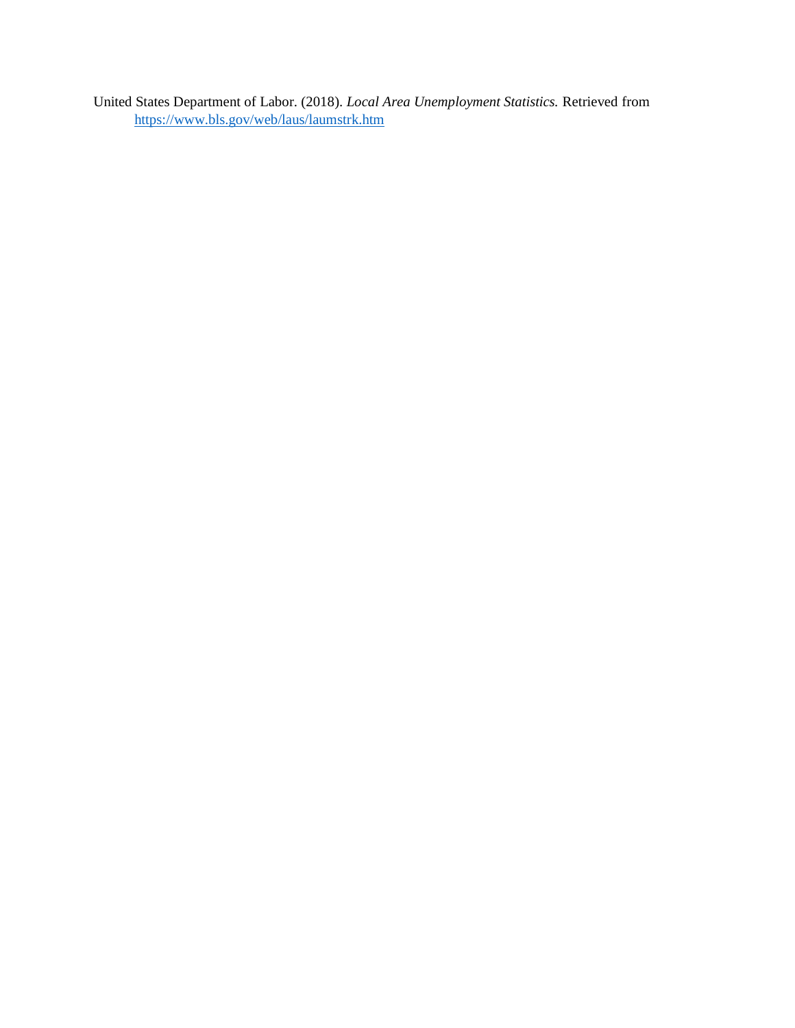United States Department of Labor. (2018). *Local Area Unemployment Statistics.* Retrieved from https://www.bls.gov/web/laus/laumstrk.htm